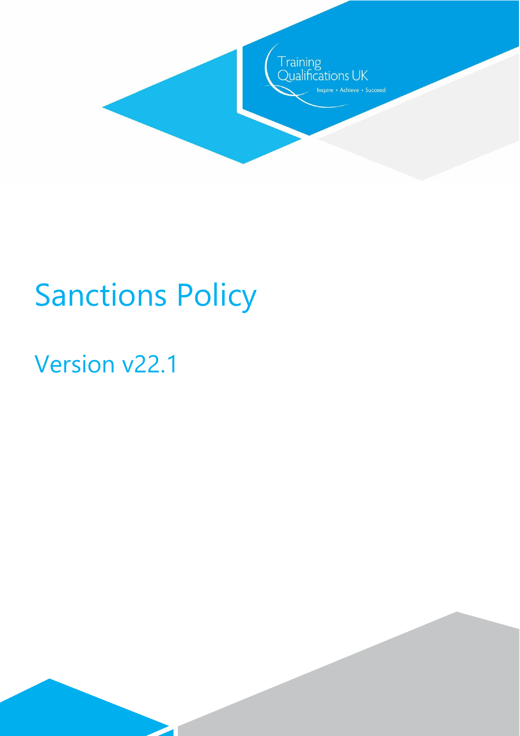Training Qualifications UK

Inspire • Achieve • Succeed

# Sanctions Policy

## Version v22.1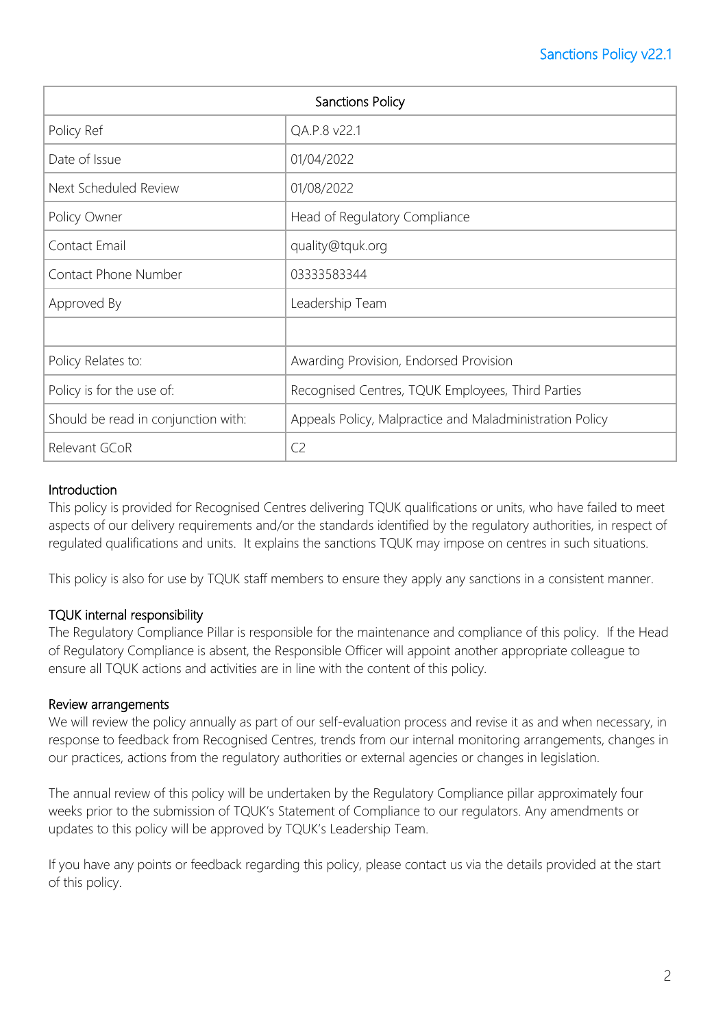| Sanctions Policy | |
|---|---|
| Policy Ref | QA.P.8 v22.1 |
| Date of Issue | 01/04/2022 |
| Next Scheduled Review | 01/08/2022 |
| Policy Owner | Head of Regulatory Compliance |
| Contact Email | quality@tquk.org |
| Contact Phone Number | 03333583344 |
| Approved By | Leadership Team |
| | |
| Policy Relates to: | Awarding Provision, Endorsed Provision |
| Policy is for the use of: | Recognised Centres, TQUK Employees, Third Parties |
| Should be read in conjunction with: | Appeals Policy, Malpractice and Maladministration Policy |
| Relevant GCoR | C2 |

## Introduction

This policy is provided for Recognised Centres delivering TQUK qualifications or units, who have failed to meet aspects of our delivery requirements and/or the standards identified by the regulatory authorities, in respect of regulated qualifications and units. It explains the sanctions TQUK may impose on centres in such situations.

This policy is also for use by TQUK staff members to ensure they apply any sanctions in a consistent manner.

## TQUK internal responsibility

The Regulatory Compliance Pillar is responsible for the maintenance and compliance of this policy. If the Head of Regulatory Compliance is absent, the Responsible Officer will appoint another appropriate colleague to ensure all TQUK actions and activities are in line with the content of this policy.

## Review arrangements

We will review the policy annually as part of our self-evaluation process and revise it as and when necessary, in response to feedback from Recognised Centres, trends from our internal monitoring arrangements, changes in our practices, actions from the regulatory authorities or external agencies or changes in legislation.

The annual review of this policy will be undertaken by the Regulatory Compliance pillar approximately four weeks prior to the submission of TQUK's Statement of Compliance to our regulators. Any amendments or updates to this policy will be approved by TQUK's Leadership Team.

If you have any points or feedback regarding this policy, please contact us via the details provided at the start of this policy.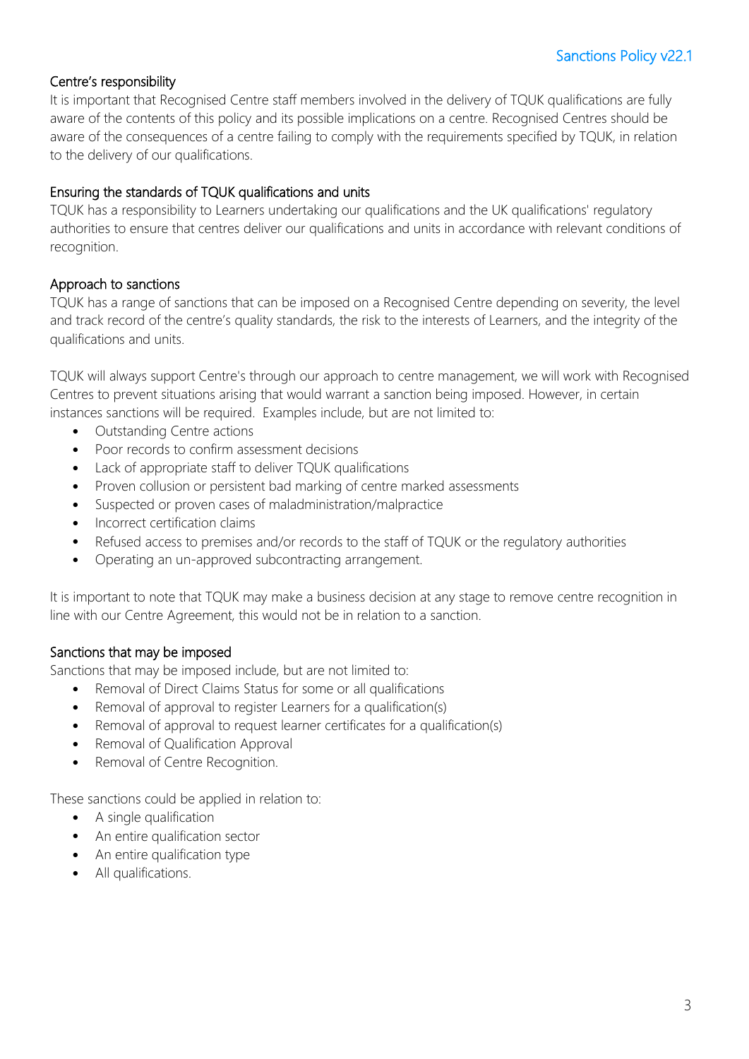## Centre's responsibility

It is important that Recognised Centre staff members involved in the delivery of TQUK qualifications are fully aware of the contents of this policy and its possible implications on a centre. Recognised Centres should be aware of the consequences of a centre failing to comply with the requirements specified by TQUK, in relation to the delivery of our qualifications.

## Ensuring the standards of TQUK qualifications and units

TQUK has a responsibility to Learners undertaking our qualifications and the UK qualifications' regulatory authorities to ensure that centres deliver our qualifications and units in accordance with relevant conditions of recognition.

## Approach to sanctions

TQUK has a range of sanctions that can be imposed on a Recognised Centre depending on severity, the level and track record of the centre's quality standards, the risk to the interests of Learners, and the integrity of the qualifications and units.

TQUK will always support Centre's through our approach to centre management, we will work with Recognised Centres to prevent situations arising that would warrant a sanction being imposed. However, in certain instances sanctions will be required. Examples include, but are not limited to:

- Outstanding Centre actions
- Poor records to confirm assessment decisions
- Lack of appropriate staff to deliver TQUK qualifications
- Proven collusion or persistent bad marking of centre marked assessments
- Suspected or proven cases of maladministration/malpractice
- Incorrect certification claims
- Refused access to premises and/or records to the staff of TQUK or the regulatory authorities
- Operating an un-approved subcontracting arrangement.

It is important to note that TQUK may make a business decision at any stage to remove centre recognition in line with our Centre Agreement, this would not be in relation to a sanction.

## Sanctions that may be imposed

Sanctions that may be imposed include, but are not limited to:

- Removal of Direct Claims Status for some or all qualifications
- Removal of approval to register Learners for a qualification(s)
- Removal of approval to request learner certificates for a qualification(s)
- Removal of Qualification Approval
- Removal of Centre Recognition.

These sanctions could be applied in relation to:

- A single qualification
- An entire qualification sector
- An entire qualification type
- All qualifications.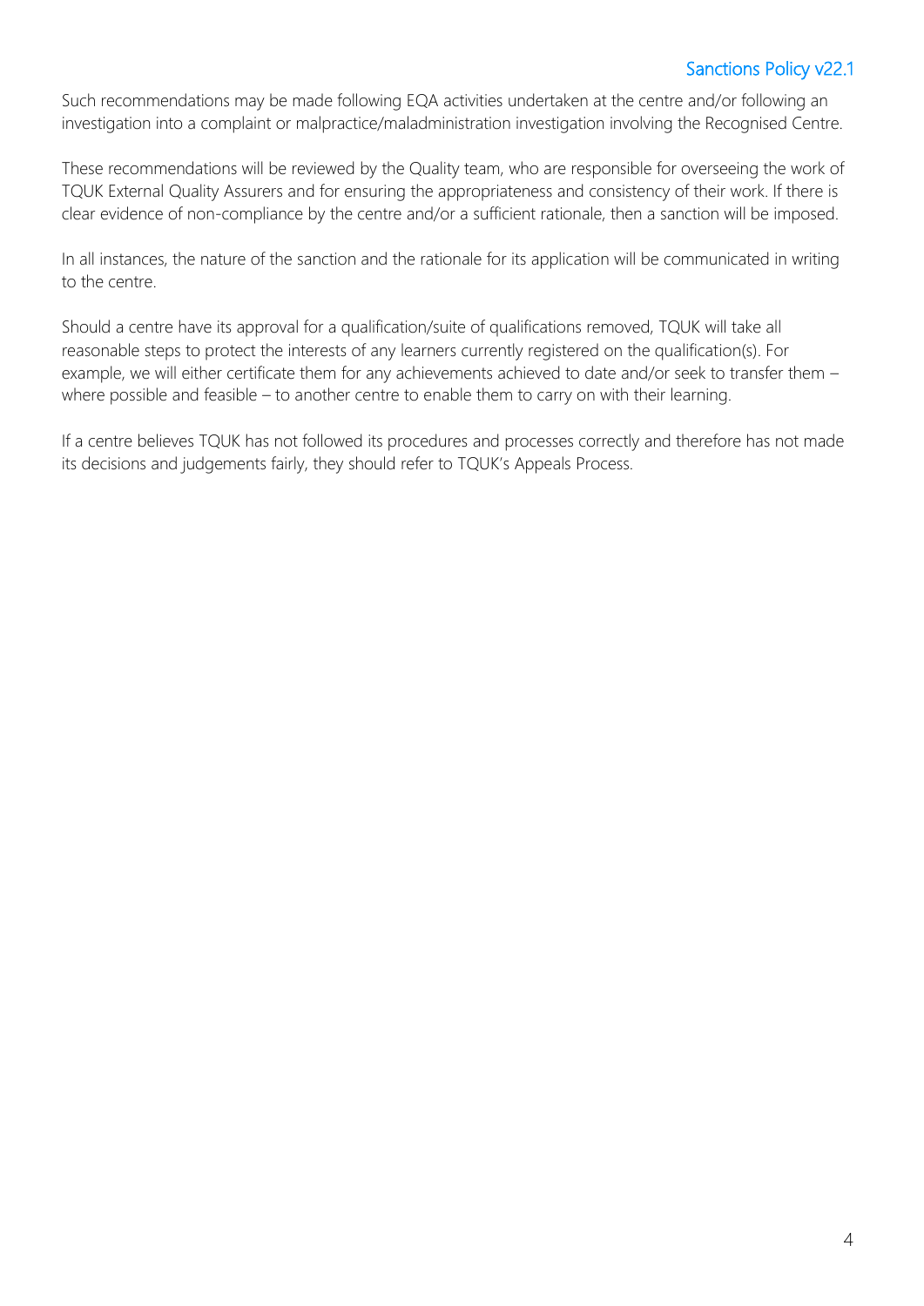Such recommendations may be made following EQA activities undertaken at the centre and/or following an investigation into a complaint or malpractice/maladministration investigation involving the Recognised Centre.

These recommendations will be reviewed by the Quality team, who are responsible for overseeing the work of TQUK External Quality Assurers and for ensuring the appropriateness and consistency of their work. If there is clear evidence of non-compliance by the centre and/or a sufficient rationale, then a sanction will be imposed.

In all instances, the nature of the sanction and the rationale for its application will be communicated in writing to the centre.

Should a centre have its approval for a qualification/suite of qualifications removed, TQUK will take all reasonable steps to protect the interests of any learners currently registered on the qualification(s). For example, we will either certificate them for any achievements achieved to date and/or seek to transfer them – where possible and feasible – to another centre to enable them to carry on with their learning.

If a centre believes TQUK has not followed its procedures and processes correctly and therefore has not made its decisions and judgements fairly, they should refer to TQUK's Appeals Process.